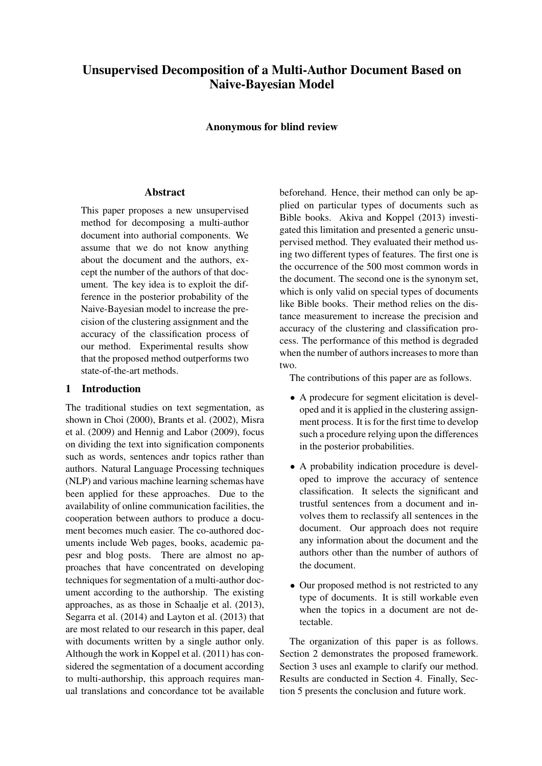# Unsupervised Decomposition of a Multi-Author Document Based on Naive-Bayesian Model

**Anonymous for blind review**

## Abstract

This paper proposes a new unsupervised method for decomposing a multi-author document into authorial components. We assume that we do not know anything about the document and the authors, except the number of the authors of that document. The key idea is to exploit the difference in the posterior probability of the Naive-Bayesian model to increase the precision of the clustering assignment and the accuracy of the classification process of our method. Experimental results show that the proposed method outperforms two state-of-the-art methods.

## 1 Introduction

The traditional studies on text segmentation, as shown in Choi (2000), Brants et al. (2002), Misra et al. (2009) and Hennig and Labor (2009), focus on dividing the text into signification components such as words, sentences andr topics rather than authors. Natural Language Processing techniques (NLP) and various machine learning schemas have been applied for these approaches. Due to the availability of online communication facilities, the cooperation between authors to produce a document becomes much easier. The co-authored documents include Web pages, books, academic papesr and blog posts. There are almost no approaches that have concentrated on developing techniques for segmentation of a multi-author document according to the authorship. The existing approaches, as as those in Schaalje et al. (2013), Segarra et al. (2014) and Layton et al. (2013) that are most related to our research in this paper, deal with documents written by a single author only. Although the work in Koppel et al. (2011) has considered the segmentation of a document according to multi-authorship, this approach requires manual translations and concordance tot be available beforehand. Hence, their method can only be applied on particular types of documents such as Bible books. Akiva and Koppel (2013) investigated this limitation and presented a generic unsupervised method. They evaluated their method using two different types of features. The first one is the occurrence of the 500 most common words in the document. The second one is the synonym set, which is only valid on special types of documents like Bible books. Their method relies on the distance measurement to increase the precision and accuracy of the clustering and classification process. The performance of this method is degraded when the number of authors increases to more than two.

The contributions of this paper are as follows.

- A prodecure for segment elicitation is developed and it is applied in the clustering assignment process. It is for the first time to develop such a procedure relying upon the differences in the posterior probabilities.
- A probability indication procedure is developed to improve the accuracy of sentence classification. It selects the significant and trustful sentences from a document and involves them to reclassify all sentences in the document. Our approach does not require any information about the document and the authors other than the number of authors of the document.
- Our proposed method is not restricted to any type of documents. It is still workable even when the topics in a document are not detectable.

The organization of this paper is as follows. Section 2 demonstrates the proposed framework. Section 3 uses anl example to clarify our method. Results are conducted in Section 4. Finally, Section 5 presents the conclusion and future work.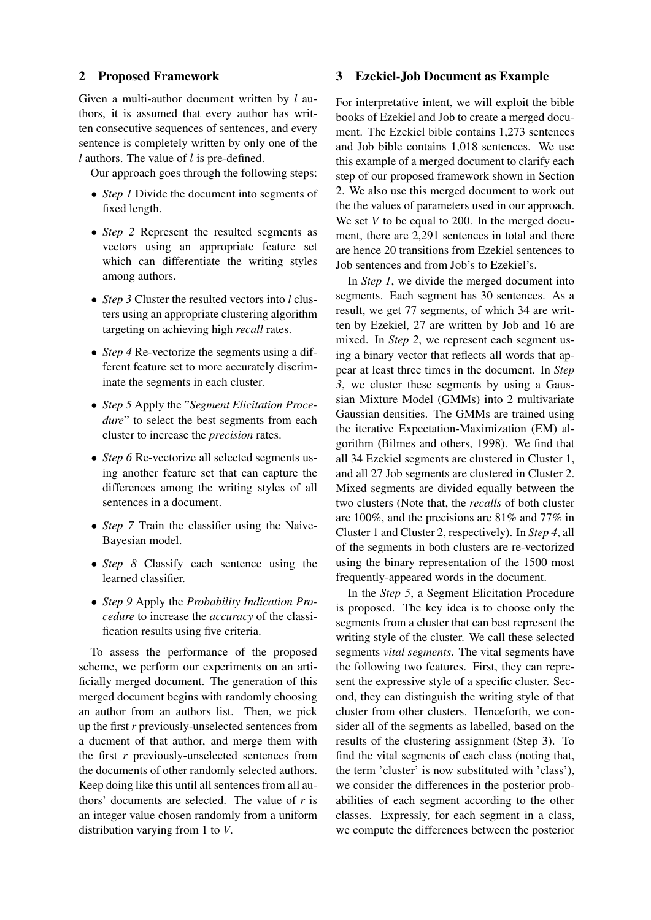## 2 Proposed Framework

Given a multi-author document written by $l$ authors, it is assumed that every author has written consecutive sequences of sentences, and every sentence is completely written by only one of the $l$ authors. The value of $l$ is pre-defined.

Our approach goes through the following steps:

- *Step 1* Divide the document into segments of fixed length.
- *Step 2* Represent the resulted segments as vectors using an appropriate feature set which can differentiate the writing styles among authors.
- *Step 3* Cluster the resulted vectors into $l$ clusters using an appropriate clustering algorithm targeting on achieving high *recall* rates.
- *Step 4* Re-vectorize the segments using a different feature set to more accurately discriminate the segments in each cluster.
- *Step 5* Apply the "*Segment Elicitation Procedure*" to select the best segments from each cluster to increase the *precision* rates.
- *Step 6* Re-vectorize all selected segments using another feature set that can capture the differences among the writing styles of all sentences in a document.
- *Step 7* Train the classifier using the Naive-Bayesian model.
- *Step 8* Classify each sentence using the learned classifier.
- *Step 9* Apply the *Probability Indication Procedure* to increase the *accuracy* of the classification results using five criteria.

To assess the performance of the proposed scheme, we perform our experiments on an artificially merged document. The generation of this merged document begins with randomly choosing an author from an authors list. Then, we pick up the first $r$ previously-unselected sentences from a ducment of that author, and merge them with the first $r$ previously-unselected sentences from the documents of other randomly selected authors. Keep doing like this until all sentences from all authors' documents are selected. The value of $r$ is an integer value chosen randomly from a uniform distribution varying from 1 to $V$.

## 3 Ezekiel-Job Document as Example

For interpretative intent, we will exploit the bible books of Ezekiel and Job to create a merged document. The Ezekiel bible contains 1,273 sentences and Job bible contains 1,018 sentences. We use this example of a merged document to clarify each step of our proposed framework shown in Section 2. We also use this merged document to work out the the values of parameters used in our approach. We set $V$ to be equal to 200. In the merged document, there are 2,291 sentences in total and there are hence 20 transitions from Ezekiel sentences to Job sentences and from Job's to Ezekiel's.

In *Step 1*, we divide the merged document into segments. Each segment has 30 sentences. As a result, we get 77 segments, of which 34 are written by Ezekiel, 27 are written by Job and 16 are mixed. In *Step 2*, we represent each segment using a binary vector that reflects all words that appear at least three times in the document. In *Step 3*, we cluster these segments by using a Gaussian Mixture Model (GMMs) into 2 multivariate Gaussian densities. The GMMs are trained using the iterative Expectation-Maximization (EM) algorithm (Bilmes and others, 1998). We find that all 34 Ezekiel segments are clustered in Cluster 1, and all 27 Job segments are clustered in Cluster 2. Mixed segments are divided equally between the two clusters (Note that, the *recalls* of both cluster are 100%, and the precisions are 81% and 77% in Cluster 1 and Cluster 2, respectively). In *Step 4*, all of the segments in both clusters are re-vectorized using the binary representation of the 1500 most frequently-appeared words in the document.

In the *Step 5*, a Segment Elicitation Procedure is proposed. The key idea is to choose only the segments from a cluster that can best represent the writing style of the cluster. We call these selected segments *vital segments*. The vital segments have the following two features. First, they can represent the expressive style of a specific cluster. Second, they can distinguish the writing style of that cluster from other clusters. Henceforth, we consider all of the segments as labelled, based on the results of the clustering assignment (Step 3). To find the vital segments of each class (noting that, the term 'cluster' is now substituted with 'class'), we consider the differences in the posterior probabilities of each segment according to the other classes. Expressly, for each segment in a class, we compute the differences between the posterior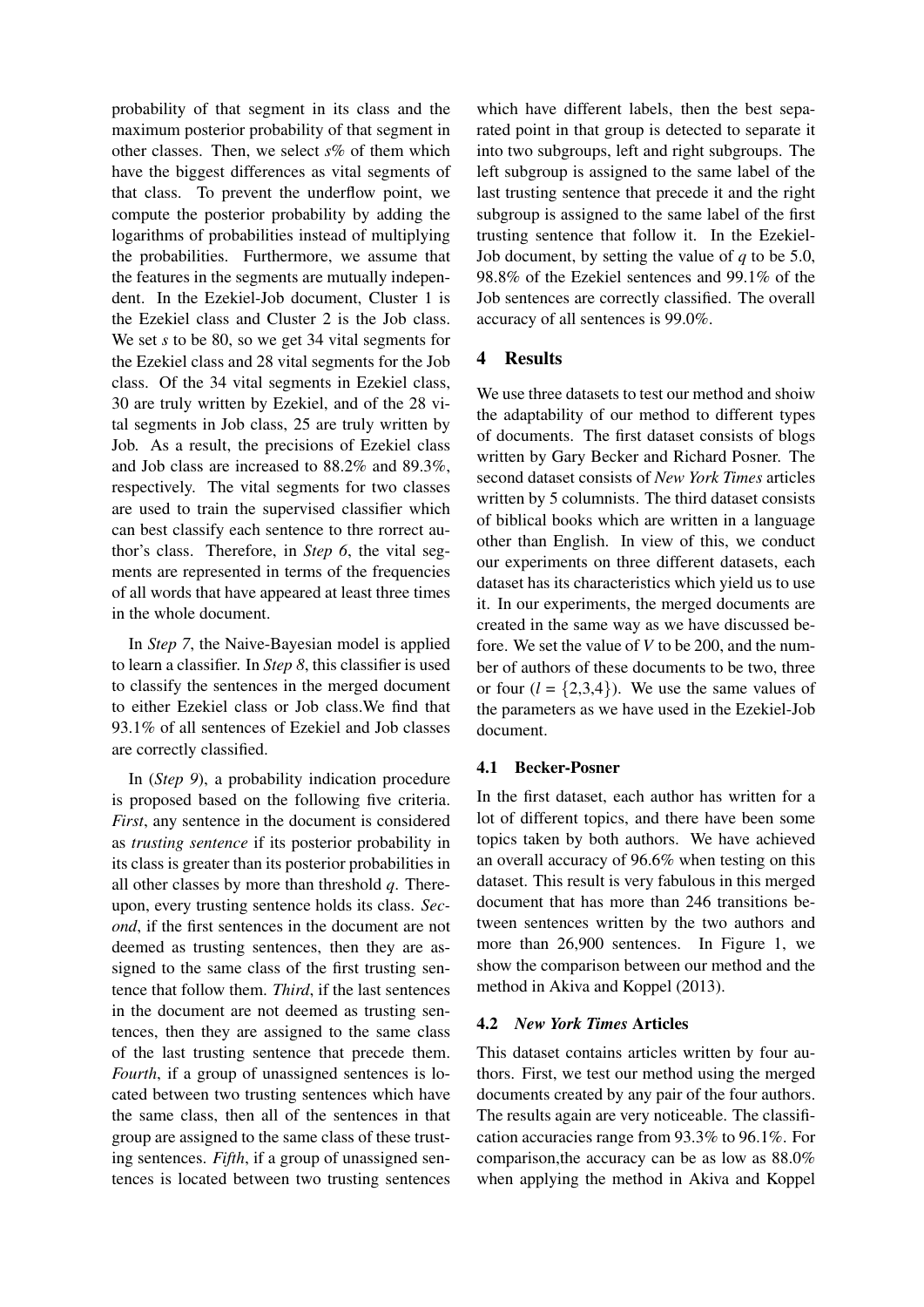probability of that segment in its class and the maximum posterior probability of that segment in other classes. Then, we select $s$% of them which have the biggest differences as vital segments of that class. To prevent the underflow point, we compute the posterior probability by adding the logarithms of probabilities instead of multiplying the probabilities. Furthermore, we assume that the features in the segments are mutually independent. In the Ezekiel-Job document, Cluster 1 is the Ezekiel class and Cluster 2 is the Job class. We set $s$ to be 80, so we get 34 vital segments for the Ezekiel class and 28 vital segments for the Job class. Of the 34 vital segments in Ezekiel class, 30 are truly written by Ezekiel, and of the 28 vital segments in Job class, 25 are truly written by Job. As a result, the precisions of Ezekiel class and Job class are increased to 88.2% and 89.3%, respectively. The vital segments for two classes are used to train the supervised classifier which can best classify each sentence to thre rorrect author's class. Therefore, in *Step 6*, the vital segments are represented in terms of the frequencies of all words that have appeared at least three times in the whole document.

In *Step 7*, the Naive-Bayesian model is applied to learn a classifier. In *Step 8*, this classifier is used to classify the sentences in the merged document to either Ezekiel class or Job class.We find that 93.1% of all sentences of Ezekiel and Job classes are correctly classified.

In (*Step 9*), a probability indication procedure is proposed based on the following five criteria. *First*, any sentence in the document is considered as *trusting sentence* if its posterior probability in its class is greater than its posterior probabilities in all other classes by more than threshold $q$. Thereupon, every trusting sentence holds its class. *Second*, if the first sentences in the document are not deemed as trusting sentences, then they are assigned to the same class of the first trusting sentence that follow them. *Third*, if the last sentences in the document are not deemed as trusting sentences, then they are assigned to the same class of the last trusting sentence that precede them. *Fourth*, if a group of unassigned sentences is located between two trusting sentences which have the same class, then all of the sentences in that group are assigned to the same class of these trusting sentences. *Fifth*, if a group of unassigned sentences is located between two trusting sentences which have different labels, then the best separated point in that group is detected to separate it into two subgroups, left and right subgroups. The left subgroup is assigned to the same label of the last trusting sentence that precede it and the right subgroup is assigned to the same label of the first trusting sentence that follow it. In the Ezekiel-Job document, by setting the value of $q$ to be 5.0, 98.8% of the Ezekiel sentences and 99.1% of the Job sentences are correctly classified. The overall accuracy of all sentences is 99.0%.

## 4 Results

We use three datasets to test our method and shoiw the adaptability of our method to different types of documents. The first dataset consists of blogs written by Gary Becker and Richard Posner. The second dataset consists of *New York Times* articles written by 5 columnists. The third dataset consists of biblical books which are written in a language other than English. In view of this, we conduct our experiments on three different datasets, each dataset has its characteristics which yield us to use it. In our experiments, the merged documents are created in the same way as we have discussed before. We set the value of $V$ to be 200, and the number of authors of these documents to be two, three or four ($l = \{2,3,4\}$). We use the same values of the parameters as we have used in the Ezekiel-Job document.

### 4.1 Becker-Posner

In the first dataset, each author has written for a lot of different topics, and there have been some topics taken by both authors. We have achieved an overall accuracy of 96.6% when testing on this dataset. This result is very fabulous in this merged document that has more than 246 transitions between sentences written by the two authors and more than 26,900 sentences. In Figure 1, we show the comparison between our method and the method in Akiva and Koppel (2013).

### 4.2 *New York Times* Articles

This dataset contains articles written by four authors. First, we test our method using the merged documents created by any pair of the four authors. The results again are very noticeable. The classification accuracies range from 93.3% to 96.1%. For comparison,the accuracy can be as low as 88.0% when applying the method in Akiva and Koppel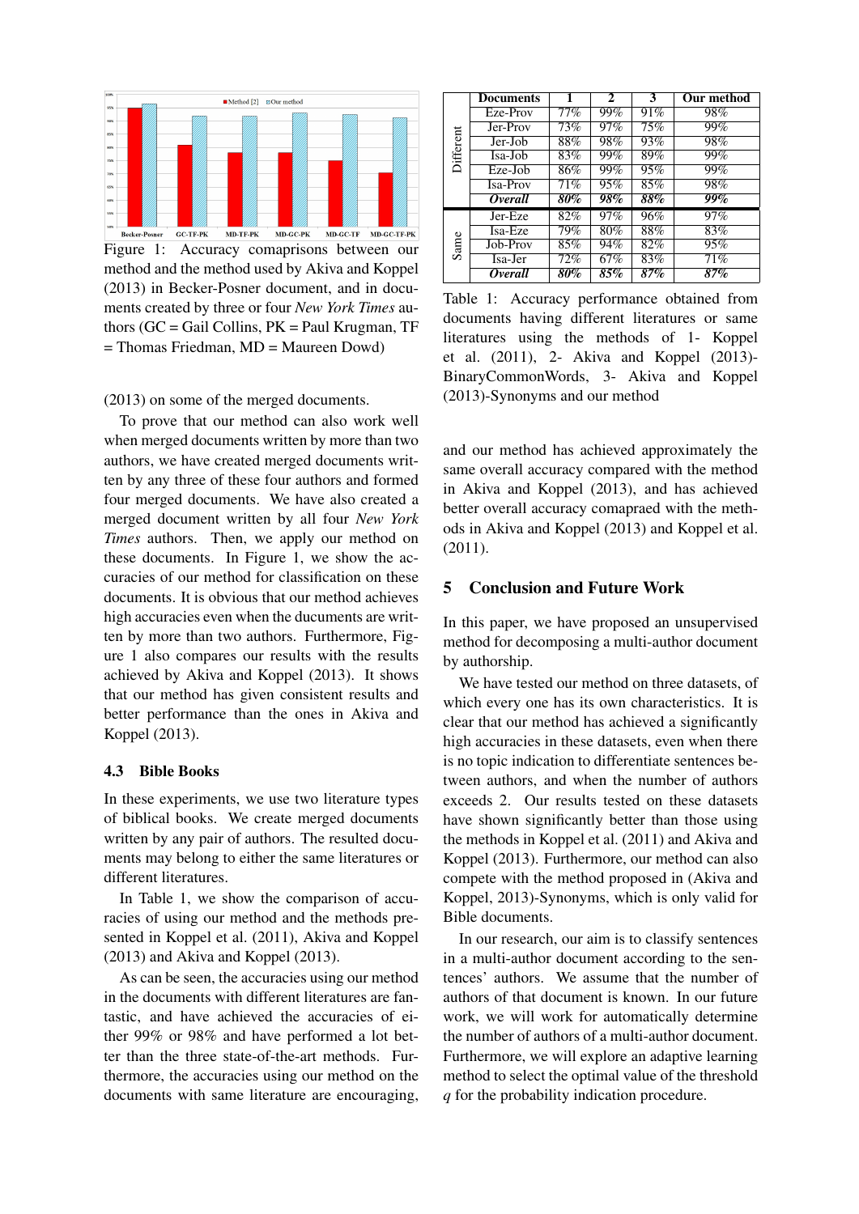Figure 1: Accuracy comaprisons between our method and the method used by Akiva and Koppel (2013) in Becker-Posner document, and in documents created by three or four *New York Times* authors (GC = Gail Collins, PK = Paul Krugman, TF = Thomas Friedman, MD = Maureen Dowd)

(2013) on some of the merged documents.

To prove that our method can also work well when merged documents written by more than two authors, we have created merged documents written by any three of these four authors and formed four merged documents. We have also created a merged document written by all four *New York Times* authors. Then, we apply our method on these documents. In Figure 1, we show the accuracies of our method for classification on these documents. It is obvious that our method achieves high accuracies even when the ducuments are written by more than two authors. Furthermore, Figure 1 also compares our results with the results achieved by Akiva and Koppel (2013). It shows that our method has given consistent results and better performance than the ones in Akiva and Koppel (2013).

### 4.3 Bible Books

In these experiments, we use two literature types of biblical books. We create merged documents written by any pair of authors. The resulted documents may belong to either the same literatures or different literatures.

In Table 1, we show the comparison of accuracies of using our method and the methods presented in Koppel et al. (2011), Akiva and Koppel (2013) and Akiva and Koppel (2013).

As can be seen, the accuracies using our method in the documents with different literatures are fantastic, and have achieved the accuracies of either 99% or 98% and have performed a lot better than the three state-of-the-art methods. Furthermore, the accuracies using our method on the documents with same literature are encouraging,

| | Documents | 1 | 2 | 3 | Our method |
|---|---|---|---|---|---|
| Different | Eze-Prov | 77% | 99% | 91% | 98% |
| | Jer-Prov | 73% | 97% | 75% | 99% |
| | Jer-Job | 88% | 98% | 93% | 98% |
| | Isa-Job | 83% | 99% | 89% | 99% |
| | Eze-Job | 86% | 99% | 95% | 99% |
| | Isa-Prov | 71% | 95% | 85% | 98% |
| | ***Overall*** | ***80%*** | ***98%*** | ***88%*** | ***99%*** |
| Same | Jer-Eze | 82% | 97% | 96% | 97% |
| | Isa-Eze | 79% | 80% | 88% | 83% |
| | Job-Prov | 85% | 94% | 82% | 95% |
| | Isa-Jer | 72% | 67% | 83% | 71% |
| | ***Overall*** | ***80%*** | ***85%*** | ***87%*** | ***87%*** |

Table 1: Accuracy performance obtained from documents having different literatures or same literatures using the methods of 1- Koppel et al. (2011), 2- Akiva and Koppel (2013)-BinaryCommonWords, 3- Akiva and Koppel (2013)-Synonyms and our method

and our method has achieved approximately the same overall accuracy compared with the method in Akiva and Koppel (2013), and has achieved better overall accuracy comapraed with the methods in Akiva and Koppel (2013) and Koppel et al. (2011).

## 5 Conclusion and Future Work

In this paper, we have proposed an unsupervised method for decomposing a multi-author document by authorship.

We have tested our method on three datasets, of which every one has its own characteristics. It is clear that our method has achieved a significantly high accuracies in these datasets, even when there is no topic indication to differentiate sentences between authors, and when the number of authors exceeds 2. Our results tested on these datasets have shown significantly better than those using the methods in Koppel et al. (2011) and Akiva and Koppel (2013). Furthermore, our method can also compete with the method proposed in (Akiva and Koppel, 2013)-Synonyms, which is only valid for Bible documents.

In our research, our aim is to classify sentences in a multi-author document according to the sentences' authors. We assume that the number of authors of that document is known. In our future work, we will work for automatically determine the number of authors of a multi-author document. Furthermore, we will explore an adaptive learning method to select the optimal value of the threshold $q$ for the probability indication procedure.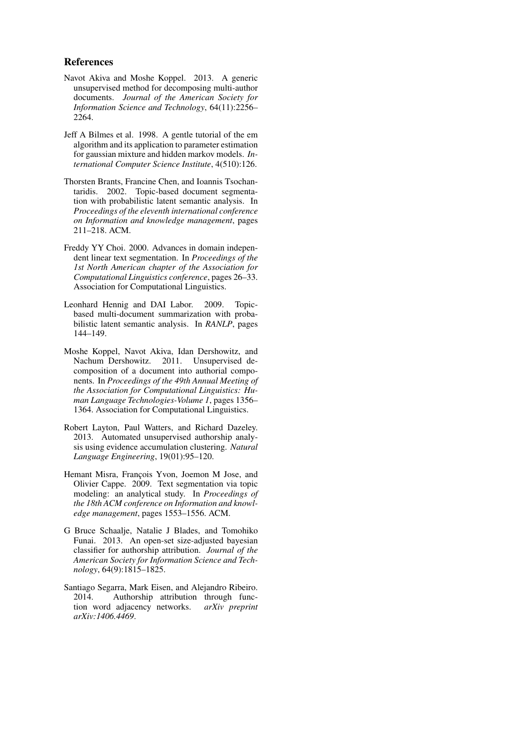## References

Navot Akiva and Moshe Koppel. 2013. A generic unsupervised method for decomposing multi-author documents. *Journal of the American Society for Information Science and Technology*, 64(11):2256–2264.

Jeff A Bilmes et al. 1998. A gentle tutorial of the em algorithm and its application to parameter estimation for gaussian mixture and hidden markov models. *International Computer Science Institute*, 4(510):126.

Thorsten Brants, Francine Chen, and Ioannis Tsochantaridis. 2002. Topic-based document segmentation with probabilistic latent semantic analysis. In *Proceedings of the eleventh international conference on Information and knowledge management*, pages 211–218. ACM.

Freddy YY Choi. 2000. Advances in domain independent linear text segmentation. In *Proceedings of the 1st North American chapter of the Association for Computational Linguistics conference*, pages 26–33. Association for Computational Linguistics.

Leonhard Hennig and DAI Labor. 2009. Topic-based multi-document summarization with probabilistic latent semantic analysis. In *RANLP*, pages 144–149.

Moshe Koppel, Navot Akiva, Idan Dershowitz, and Nachum Dershowitz. 2011. Unsupervised decomposition of a document into authorial components. In *Proceedings of the 49th Annual Meeting of the Association for Computational Linguistics: Human Language Technologies-Volume 1*, pages 1356–1364. Association for Computational Linguistics.

Robert Layton, Paul Watters, and Richard Dazeley. 2013. Automated unsupervised authorship analysis using evidence accumulation clustering. *Natural Language Engineering*, 19(01):95–120.

Hemant Misra, François Yvon, Joemon M Jose, and Olivier Cappe. 2009. Text segmentation via topic modeling: an analytical study. In *Proceedings of the 18th ACM conference on Information and knowledge management*, pages 1553–1556. ACM.

G Bruce Schaalje, Natalie J Blades, and Tomohiko Funai. 2013. An open-set size-adjusted bayesian classifier for authorship attribution. *Journal of the American Society for Information Science and Technology*, 64(9):1815–1825.

Santiago Segarra, Mark Eisen, and Alejandro Ribeiro. 2014. Authorship attribution through function word adjacency networks. *arXiv preprint arXiv:1406.4469*.